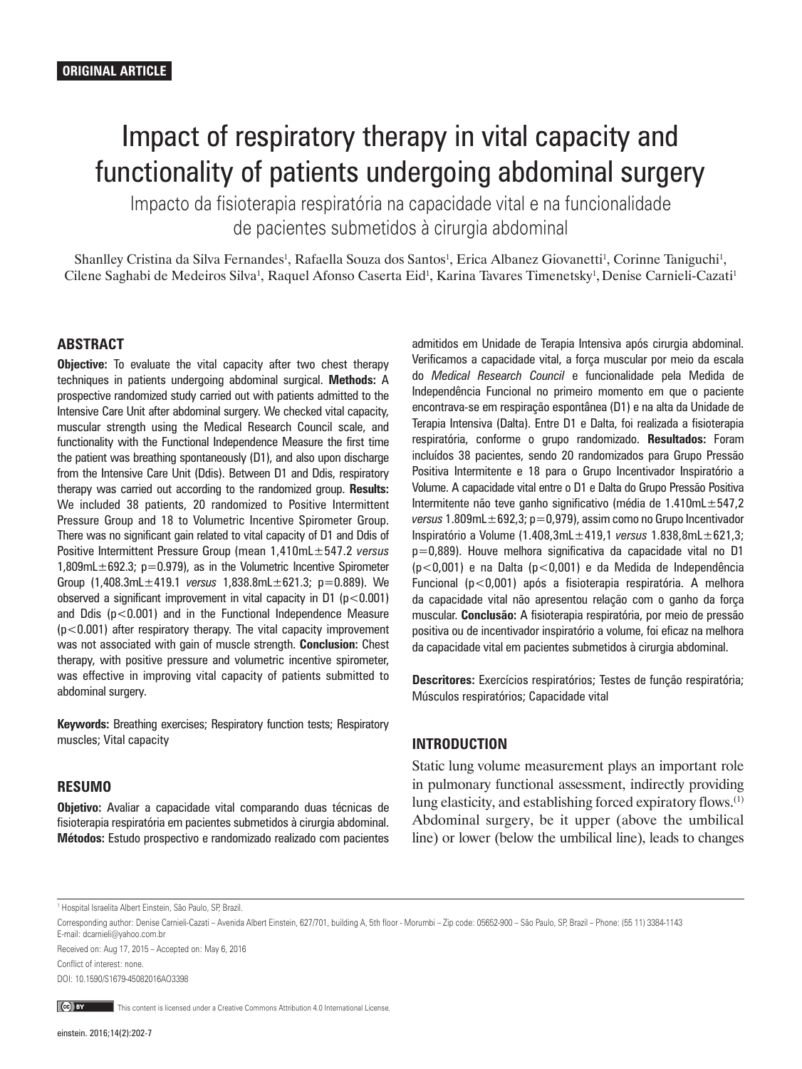**ORIGINAL ARTICLE**

# Impact of respiratory therapy in vital capacity and functionality of patients undergoing abdominal surgery

## Impacto da fisioterapia respiratória na capacidade vital e na funcionalidade de pacientes submetidos à cirurgia abdominal

Shanlley Cristina da Silva Fernandes[1], Rafaella Souza dos Santos[1], Erica Albanez Giovanetti[1], Corinne Taniguchi[1], Cilene Saghabi de Medeiros Silva[1], Raquel Afonso Caserta Eid[1], Karina Tavares Timenetsky[1], Denise Carnieli-Cazati[1]

### ABSTRACT

**Objective:** To evaluate the vital capacity after two chest therapy techniques in patients undergoing abdominal surgical. **Methods:** A prospective randomized study carried out with patients admitted to the Intensive Care Unit after abdominal surgery. We checked vital capacity, muscular strength using the Medical Research Council scale, and functionality with the Functional Independence Measure the first time the patient was breathing spontaneously (D1), and also upon discharge from the Intensive Care Unit (Ddis). Between D1 and Ddis, respiratory therapy was carried out according to the randomized group. **Results:** We included 38 patients, 20 randomized to Positive Intermittent Pressure Group and 18 to Volumetric Incentive Spirometer Group. There was no significant gain related to vital capacity of D1 and Ddis of Positive Intermittent Pressure Group (mean 1,410mL±547.2 *versus* 1,809mL±692.3; p=0.979), as in the Volumetric Incentive Spirometer Group (1,408.3mL±419.1 *versus* 1,838.8mL±621.3; p=0.889). We observed a significant improvement in vital capacity in D1 (p<0.001) and Ddis (p<0.001) and in the Functional Independence Measure (p<0.001) after respiratory therapy. The vital capacity improvement was not associated with gain of muscle strength. **Conclusion:** Chest therapy, with positive pressure and volumetric incentive spirometer, was effective in improving vital capacity of patients submitted to abdominal surgery.

**Keywords:** Breathing exercises; Respiratory function tests; Respiratory muscles; Vital capacity

### RESUMO

**Objetivo:** Avaliar a capacidade vital comparando duas técnicas de fisioterapia respiratória em pacientes submetidos à cirurgia abdominal. **Métodos:** Estudo prospectivo e randomizado realizado com pacientes admitidos em Unidade de Terapia Intensiva após cirurgia abdominal. Verificamos a capacidade vital, a força muscular por meio da escala do *Medical Research Council* e funcionalidade pela Medida de Independência Funcional no primeiro momento em que o paciente encontrava-se em respiração espontânea (D1) e na alta da Unidade de Terapia Intensiva (Dalta). Entre D1 e Dalta, foi realizada a fisioterapia respiratória, conforme o grupo randomizado. **Resultados:** Foram incluídos 38 pacientes, sendo 20 randomizados para Grupo Pressão Positiva Intermitente e 18 para o Grupo Incentivador Inspiratório a Volume. A capacidade vital entre o D1 e Dalta do Grupo Pressão Positiva Intermitente não teve ganho significativo (média de 1.410mL±547,2 *versus* 1.809mL±692,3; p=0,979), assim como no Grupo Incentivador Inspiratório a Volume (1.408,3mL±419,1 *versus* 1.838,8mL±621,3; p=0,889). Houve melhora significativa da capacidade vital no D1 (p<0,001) e na Dalta (p<0,001) e da Medida de Independência Funcional (p<0,001) após a fisioterapia respiratória. A melhora da capacidade vital não apresentou relação com o ganho da força muscular. **Conclusão:** A fisioterapia respiratória, por meio de pressão positiva ou de incentivador inspiratório a volume, foi eficaz na melhora da capacidade vital em pacientes submetidos à cirurgia abdominal.

**Descritores:** Exercícios respiratórios; Testes de função respiratória; Músculos respiratórios; Capacidade vital

### INTRODUCTION

Static lung volume measurement plays an important role in pulmonary functional assessment, indirectly providing lung elasticity, and establishing forced expiratory flows.[1] Abdominal surgery, be it upper (above the umbilical line) or lower (below the umbilical line), leads to changes

[1] Hospital Israelita Albert Einstein, São Paulo, SP, Brazil.

Corresponding author: Denise Carnieli-Cazati – Avenida Albert Einstein, 627/701, building A, 5th floor - Morumbi – Zip code: 05652-900 – São Paulo, SP, Brazil – Phone: (55 11) 3384-1143
E-mail: dcarnieli@yahoo.com.br

Received on: Aug 17, 2015 – Accepted on: May 6, 2016

Conflict of interest: none.

DOI: 10.1590/S1679-45082016AO3398

This content is licensed under a Creative Commons Attribution 4.0 International License.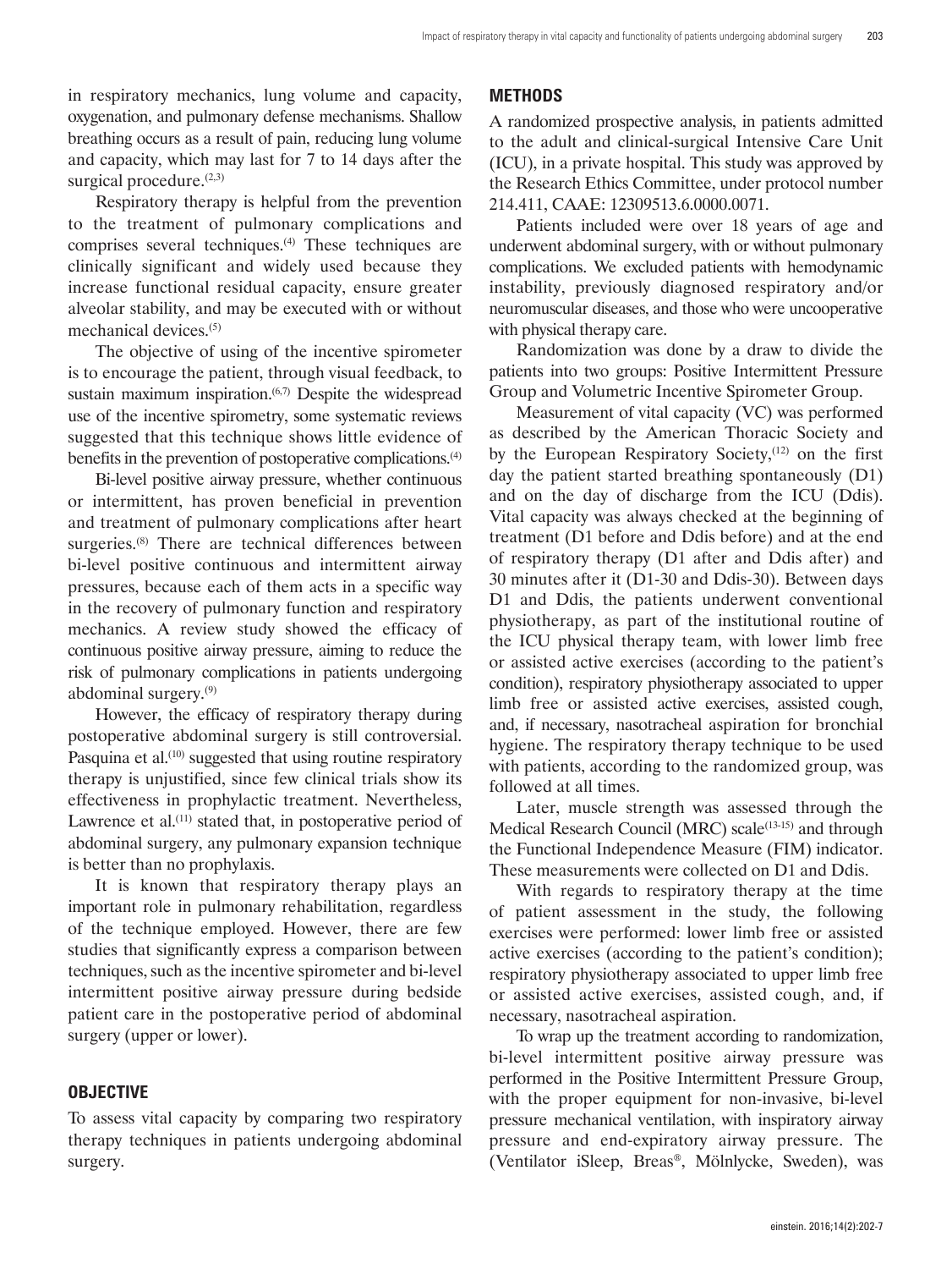in respiratory mechanics, lung volume and capacity, oxygenation, and pulmonary defense mechanisms. Shallow breathing occurs as a result of pain, reducing lung volume and capacity, which may last for 7 to 14 days after the surgical procedure.[2,3]

Respiratory therapy is helpful from the prevention to the treatment of pulmonary complications and comprises several techniques.[4] These techniques are clinically significant and widely used because they increase functional residual capacity, ensure greater alveolar stability, and may be executed with or without mechanical devices.[5]

The objective of using of the incentive spirometer is to encourage the patient, through visual feedback, to sustain maximum inspiration.[6,7] Despite the widespread use of the incentive spirometry, some systematic reviews suggested that this technique shows little evidence of benefits in the prevention of postoperative complications.[4]

Bi-level positive airway pressure, whether continuous or intermittent, has proven beneficial in prevention and treatment of pulmonary complications after heart surgeries.[8] There are technical differences between bi-level positive continuous and intermittent airway pressures, because each of them acts in a specific way in the recovery of pulmonary function and respiratory mechanics. A review study showed the efficacy of continuous positive airway pressure, aiming to reduce the risk of pulmonary complications in patients undergoing abdominal surgery.[9]

However, the efficacy of respiratory therapy during postoperative abdominal surgery is still controversial. Pasquina et al.[10] suggested that using routine respiratory therapy is unjustified, since few clinical trials show its effectiveness in prophylactic treatment. Nevertheless, Lawrence et al.[11] stated that, in postoperative period of abdominal surgery, any pulmonary expansion technique is better than no prophylaxis.

It is known that respiratory therapy plays an important role in pulmonary rehabilitation, regardless of the technique employed. However, there are few studies that significantly express a comparison between techniques, such as the incentive spirometer and bi-level intermittent positive airway pressure during bedside patient care in the postoperative period of abdominal surgery (upper or lower).

## OBJECTIVE

To assess vital capacity by comparing two respiratory therapy techniques in patients undergoing abdominal surgery.

## METHODS

A randomized prospective analysis, in patients admitted to the adult and clinical-surgical Intensive Care Unit (ICU), in a private hospital. This study was approved by the Research Ethics Committee, under protocol number 214.411, CAAE: 12309513.6.0000.0071.

Patients included were over 18 years of age and underwent abdominal surgery, with or without pulmonary complications. We excluded patients with hemodynamic instability, previously diagnosed respiratory and/or neuromuscular diseases, and those who were uncooperative with physical therapy care.

Randomization was done by a draw to divide the patients into two groups: Positive Intermittent Pressure Group and Volumetric Incentive Spirometer Group.

Measurement of vital capacity (VC) was performed as described by the American Thoracic Society and by the European Respiratory Society,[12] on the first day the patient started breathing spontaneously (D1) and on the day of discharge from the ICU (Ddis). Vital capacity was always checked at the beginning of treatment (D1 before and Ddis before) and at the end of respiratory therapy (D1 after and Ddis after) and 30 minutes after it (D1-30 and Ddis-30). Between days D1 and Ddis, the patients underwent conventional physiotherapy, as part of the institutional routine of the ICU physical therapy team, with lower limb free or assisted active exercises (according to the patient's condition), respiratory physiotherapy associated to upper limb free or assisted active exercises, assisted cough, and, if necessary, nasotracheal aspiration for bronchial hygiene. The respiratory therapy technique to be used with patients, according to the randomized group, was followed at all times.

Later, muscle strength was assessed through the Medical Research Council (MRC) scale[13-15] and through the Functional Independence Measure (FIM) indicator. These measurements were collected on D1 and Ddis.

With regards to respiratory therapy at the time of patient assessment in the study, the following exercises were performed: lower limb free or assisted active exercises (according to the patient's condition); respiratory physiotherapy associated to upper limb free or assisted active exercises, assisted cough, and, if necessary, nasotracheal aspiration.

To wrap up the treatment according to randomization, bi-level intermittent positive airway pressure was performed in the Positive Intermittent Pressure Group, with the proper equipment for non-invasive, bi-level pressure mechanical ventilation, with inspiratory airway pressure and end-expiratory airway pressure. The (Ventilator iSleep, Breas®, Mölnlycke, Sweden), was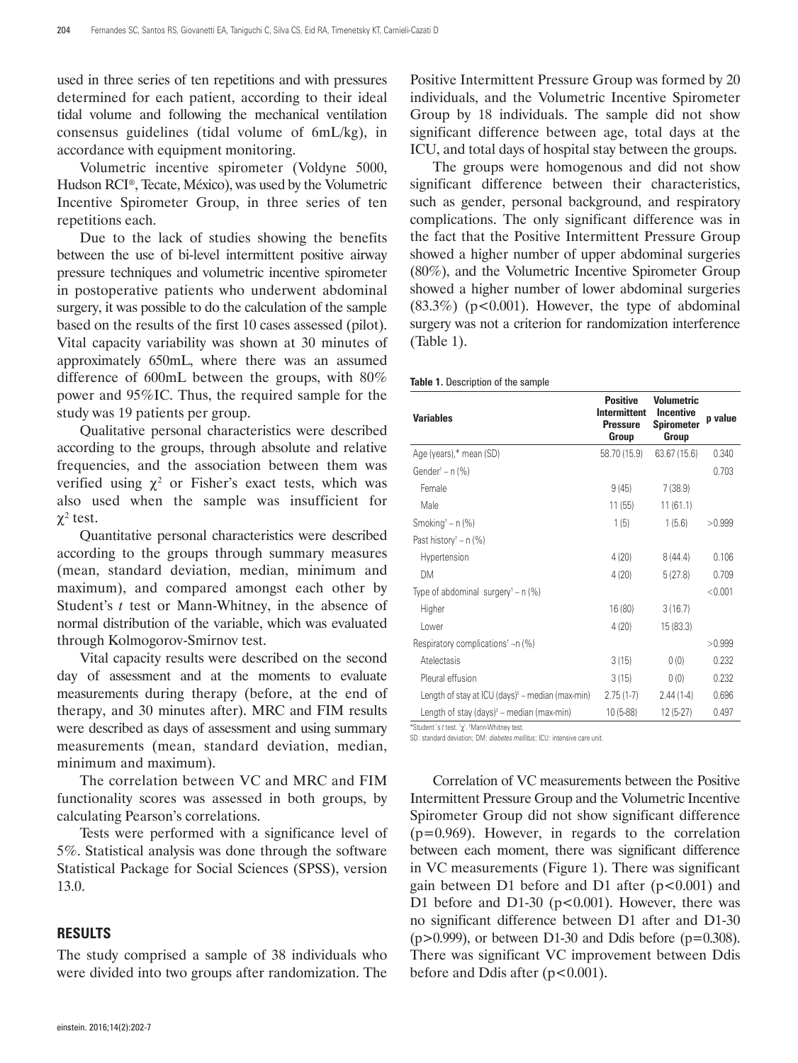used in three series of ten repetitions and with pressures determined for each patient, according to their ideal tidal volume and following the mechanical ventilation consensus guidelines (tidal volume of 6mL/kg), in accordance with equipment monitoring.

Volumetric incentive spirometer (Voldyne 5000, Hudson RCI®, Tecate, México), was used by the Volumetric Incentive Spirometer Group, in three series of ten repetitions each.

Due to the lack of studies showing the benefits between the use of bi-level intermittent positive airway pressure techniques and volumetric incentive spirometer in postoperative patients who underwent abdominal surgery, it was possible to do the calculation of the sample based on the results of the first 10 cases assessed (pilot). Vital capacity variability was shown at 30 minutes of approximately 650mL, where there was an assumed difference of 600mL between the groups, with 80% power and 95%IC. Thus, the required sample for the study was 19 patients per group.

Qualitative personal characteristics were described according to the groups, through absolute and relative frequencies, and the association between them was verified using $\chi^2$ or Fisher's exact tests, which was also used when the sample was insufficient for $\chi^2$ test.

Quantitative personal characteristics were described according to the groups through summary measures (mean, standard deviation, median, minimum and maximum), and compared amongst each other by Student's *t* test or Mann-Whitney, in the absence of normal distribution of the variable, which was evaluated through Kolmogorov-Smirnov test.

Vital capacity results were described on the second day of assessment and at the moments to evaluate measurements during therapy (before, at the end of therapy, and 30 minutes after). MRC and FIM results were described as days of assessment and using summary measurements (mean, standard deviation, median, minimum and maximum).

The correlation between VC and MRC and FIM functionality scores was assessed in both groups, by calculating Pearson's correlations.

Tests were performed with a significance level of 5%. Statistical analysis was done through the software Statistical Package for Social Sciences (SPSS), version 13.0.

## RESULTS

The study comprised a sample of 38 individuals who were divided into two groups after randomization. The Positive Intermittent Pressure Group was formed by 20 individuals, and the Volumetric Incentive Spirometer Group by 18 individuals. The sample did not show significant difference between age, total days at the ICU, and total days of hospital stay between the groups.

The groups were homogenous and did not show significant difference between their characteristics, such as gender, personal background, and respiratory complications. The only significant difference was in the fact that the Positive Intermittent Pressure Group showed a higher number of upper abdominal surgeries (80%), and the Volumetric Incentive Spirometer Group showed a higher number of lower abdominal surgeries (83.3%) ($p<0.001$). However, the type of abdominal surgery was not a criterion for randomization interference (Table 1).

**Table 1.** Description of the sample

| Variables | Positive Intermittent Pressure Group | Volumetric Incentive Spirometer Group | p value |
|---|---|---|---|
| Age (years),* mean (SD) | 58.70 (15.9) | 63.67 (15.6) | 0.340 |
| Gender† – n (%) | | | 0.703 |
| Female | 9 (45) | 7 (38.9) | |
| Male | 11 (55) | 11 (61.1) | |
| Smoking† – n (%) | 1 (5) | 1 (5.6) | >0.999 |
| Past history† – n (%) | | | |
| Hypertension | 4 (20) | 8 (44.4) | 0.106 |
| DM | 4 (20) | 5 (27.8) | 0.709 |
| Type of abdominal surgery† – n (%) | | | <0.001 |
| Higher | 16 (80) | 3 (16.7) | |
| Lower | 4 (20) | 15 (83.3) | |
| Respiratory complications† –n (%) | | | >0.999 |
| Atelectasis | 3 (15) | 0 (0) | 0.232 |
| Pleural effusion | 3 (15) | 0 (0) | 0.232 |
| Length of stay at ICU (days)‡ – median (max-min) | 2.75 (1-7) | 2.44 (1-4) | 0.696 |
| Length of stay (days)‡ – median (max-min) | 10 (5-88) | 12 (5-27) | 0.497 |

*Student's *t* test. †$\chi$. ‡Mann-Whitney test.
SD: standard deviation; DM: *diabetes mellitus*; ICU: intensive care unit.

Correlation of VC measurements between the Positive Intermittent Pressure Group and the Volumetric Incentive Spirometer Group did not show significant difference ($p=0.969$). However, in regards to the correlation between each moment, there was significant difference in VC measurements (Figure 1). There was significant gain between D1 before and D1 after ($p<0.001$) and D1 before and D1-30 ($p<0.001$). However, there was no significant difference between D1 after and D1-30 ($p>0.999$), or between D1-30 and Ddis before ($p=0.308$). There was significant VC improvement between Ddis before and Ddis after ($p<0.001$).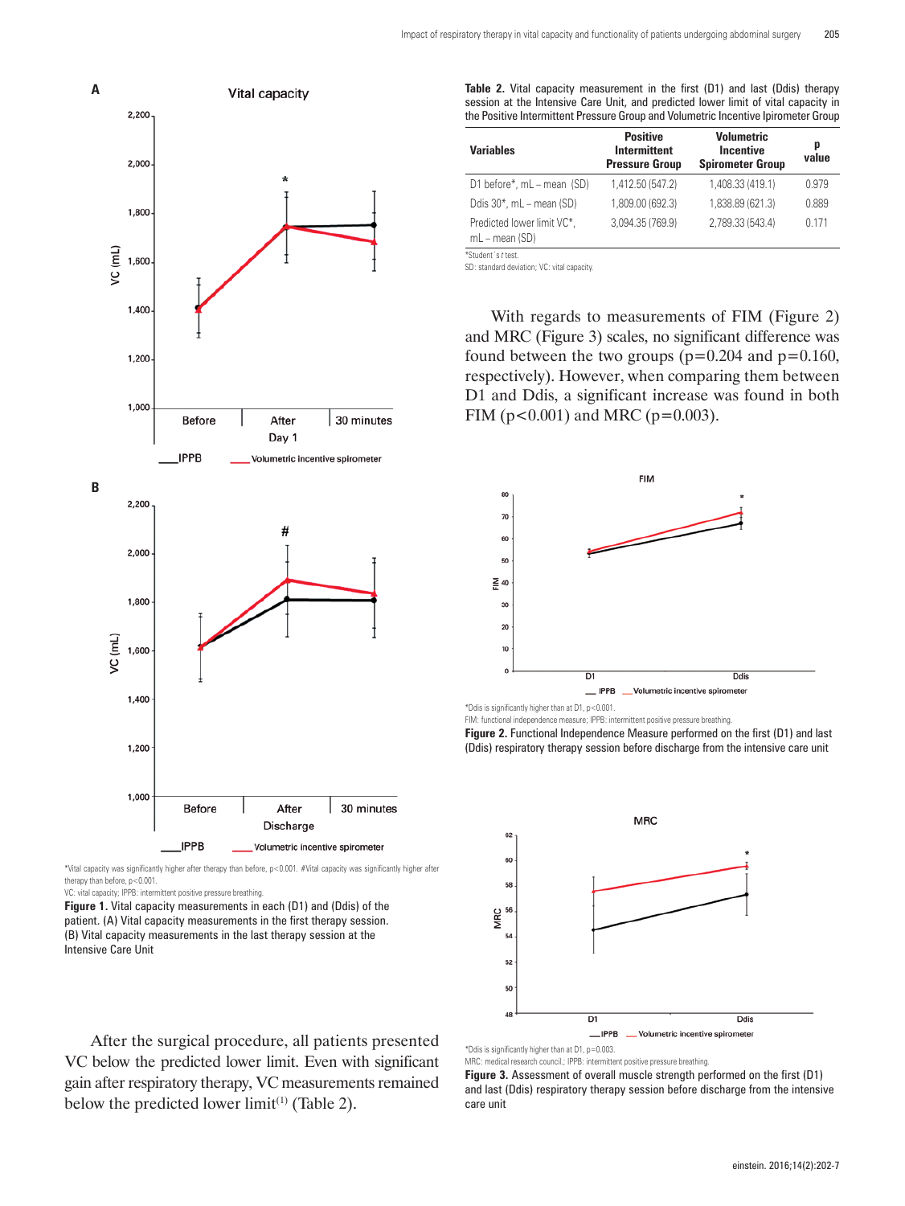*Vital capacity was significantly higher after therapy than before, p<0.001. #Vital capacity was significantly higher after therapy than before, p<0.001.
VC: vital capacity; IPPB: intermittent positive pressure breathing.

**Figure 1.** Vital capacity measurements in each (D1) and (Ddis) of the patient. (A) Vital capacity measurements in the first therapy session. (B) Vital capacity measurements in the last therapy session at the Intensive Care Unit

After the surgical procedure, all patients presented VC below the predicted lower limit. Even with significant gain after respiratory therapy, VC measurements remained below the predicted lower limit[1] (Table 2).

**Table 2.** Vital capacity measurement in the first (D1) and last (Ddis) therapy session at the Intensive Care Unit, and predicted lower limit of vital capacity in the Positive Intermittent Pressure Group and Volumetric Incentive Ipirometer Group

| Variables | Positive Intermittent Pressure Group | Volumetric Incentive Spirometer Group | p value |
|---|---|---|---|
| D1 before*, mL – mean (SD) | 1,412.50 (547.2) | 1,408.33 (419.1) | 0.979 |
| Ddis 30*, mL – mean (SD) | 1,809.00 (692.3) | 1,838.89 (621.3) | 0.889 |
| Predicted lower limit VC*, mL – mean (SD) | 3,094.35 (769.9) | 2,789.33 (543.4) | 0.171 |

*Student´s *t* test.
SD: standard deviation; VC: vital capacity.

With regards to measurements of FIM (Figure 2) and MRC (Figure 3) scales, no significant difference was found between the two groups (p=0.204 and p=0.160, respectively). However, when comparing them between D1 and Ddis, a significant increase was found in both FIM (p<0.001) and MRC (p=0.003).

*Ddis is significantly higher than at D1, p<0.001.
FIM: functional independence measure; IPPB: intermittent positive pressure breathing.

**Figure 2.** Functional Independence Measure performed on the first (D1) and last (Ddis) respiratory therapy session before discharge from the intensive care unit

*Ddis is significantly higher than at D1, p=0.003.
MRC: medical research council.; IPPB: intermittent positive pressure breathing.

**Figure 3.** Assessment of overall muscle strength performed on the first (D1) and last (Ddis) respiratory therapy session before discharge from the intensive care unit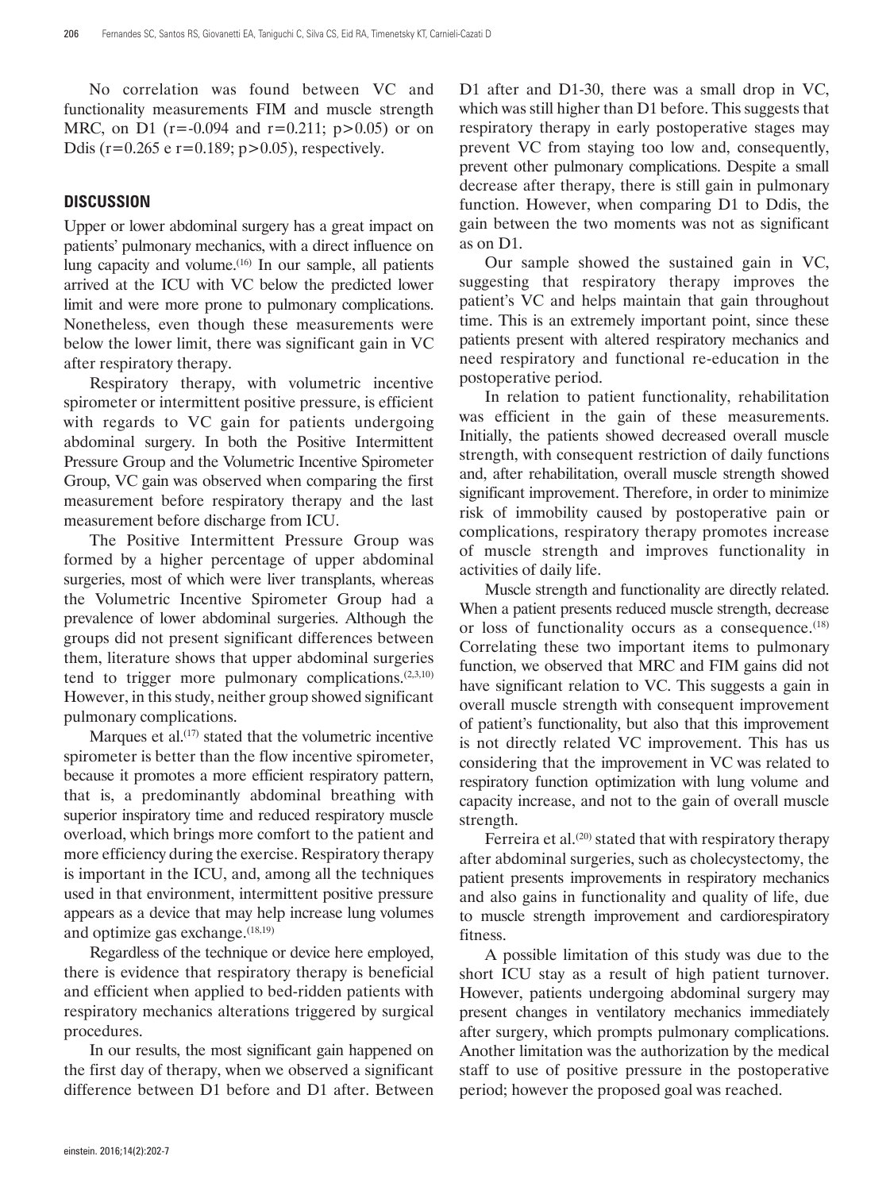No correlation was found between VC and functionality measurements FIM and muscle strength MRC, on D1 ($r=-0.094$ and $r=0.211$; $p>0.05$) or on Ddis ($r=0.265$ e $r=0.189$; $p>0.05$), respectively.

## DISCUSSION

Upper or lower abdominal surgery has a great impact on patients' pulmonary mechanics, with a direct influence on lung capacity and volume.[16] In our sample, all patients arrived at the ICU with VC below the predicted lower limit and were more prone to pulmonary complications. Nonetheless, even though these measurements were below the lower limit, there was significant gain in VC after respiratory therapy.

Respiratory therapy, with volumetric incentive spirometer or intermittent positive pressure, is efficient with regards to VC gain for patients undergoing abdominal surgery. In both the Positive Intermittent Pressure Group and the Volumetric Incentive Spirometer Group, VC gain was observed when comparing the first measurement before respiratory therapy and the last measurement before discharge from ICU.

The Positive Intermittent Pressure Group was formed by a higher percentage of upper abdominal surgeries, most of which were liver transplants, whereas the Volumetric Incentive Spirometer Group had a prevalence of lower abdominal surgeries. Although the groups did not present significant differences between them, literature shows that upper abdominal surgeries tend to trigger more pulmonary complications.[2,3,10] However, in this study, neither group showed significant pulmonary complications.

Marques et al.[17] stated that the volumetric incentive spirometer is better than the flow incentive spirometer, because it promotes a more efficient respiratory pattern, that is, a predominantly abdominal breathing with superior inspiratory time and reduced respiratory muscle overload, which brings more comfort to the patient and more efficiency during the exercise. Respiratory therapy is important in the ICU, and, among all the techniques used in that environment, intermittent positive pressure appears as a device that may help increase lung volumes and optimize gas exchange.[18,19]

Regardless of the technique or device here employed, there is evidence that respiratory therapy is beneficial and efficient when applied to bed-ridden patients with respiratory mechanics alterations triggered by surgical procedures.

In our results, the most significant gain happened on the first day of therapy, when we observed a significant difference between D1 before and D1 after. Between D1 after and D1-30, there was a small drop in VC, which was still higher than D1 before. This suggests that respiratory therapy in early postoperative stages may prevent VC from staying too low and, consequently, prevent other pulmonary complications. Despite a small decrease after therapy, there is still gain in pulmonary function. However, when comparing D1 to Ddis, the gain between the two moments was not as significant as on D1.

Our sample showed the sustained gain in VC, suggesting that respiratory therapy improves the patient's VC and helps maintain that gain throughout time. This is an extremely important point, since these patients present with altered respiratory mechanics and need respiratory and functional re-education in the postoperative period.

In relation to patient functionality, rehabilitation was efficient in the gain of these measurements. Initially, the patients showed decreased overall muscle strength, with consequent restriction of daily functions and, after rehabilitation, overall muscle strength showed significant improvement. Therefore, in order to minimize risk of immobility caused by postoperative pain or complications, respiratory therapy promotes increase of muscle strength and improves functionality in activities of daily life.

Muscle strength and functionality are directly related. When a patient presents reduced muscle strength, decrease or loss of functionality occurs as a consequence.[18] Correlating these two important items to pulmonary function, we observed that MRC and FIM gains did not have significant relation to VC. This suggests a gain in overall muscle strength with consequent improvement of patient's functionality, but also that this improvement is not directly related VC improvement. This has us considering that the improvement in VC was related to respiratory function optimization with lung volume and capacity increase, and not to the gain of overall muscle strength.

Ferreira et al.[20] stated that with respiratory therapy after abdominal surgeries, such as cholecystectomy, the patient presents improvements in respiratory mechanics and also gains in functionality and quality of life, due to muscle strength improvement and cardiorespiratory fitness.

A possible limitation of this study was due to the short ICU stay as a result of high patient turnover. However, patients undergoing abdominal surgery may present changes in ventilatory mechanics immediately after surgery, which prompts pulmonary complications. Another limitation was the authorization by the medical staff to use of positive pressure in the postoperative period; however the proposed goal was reached.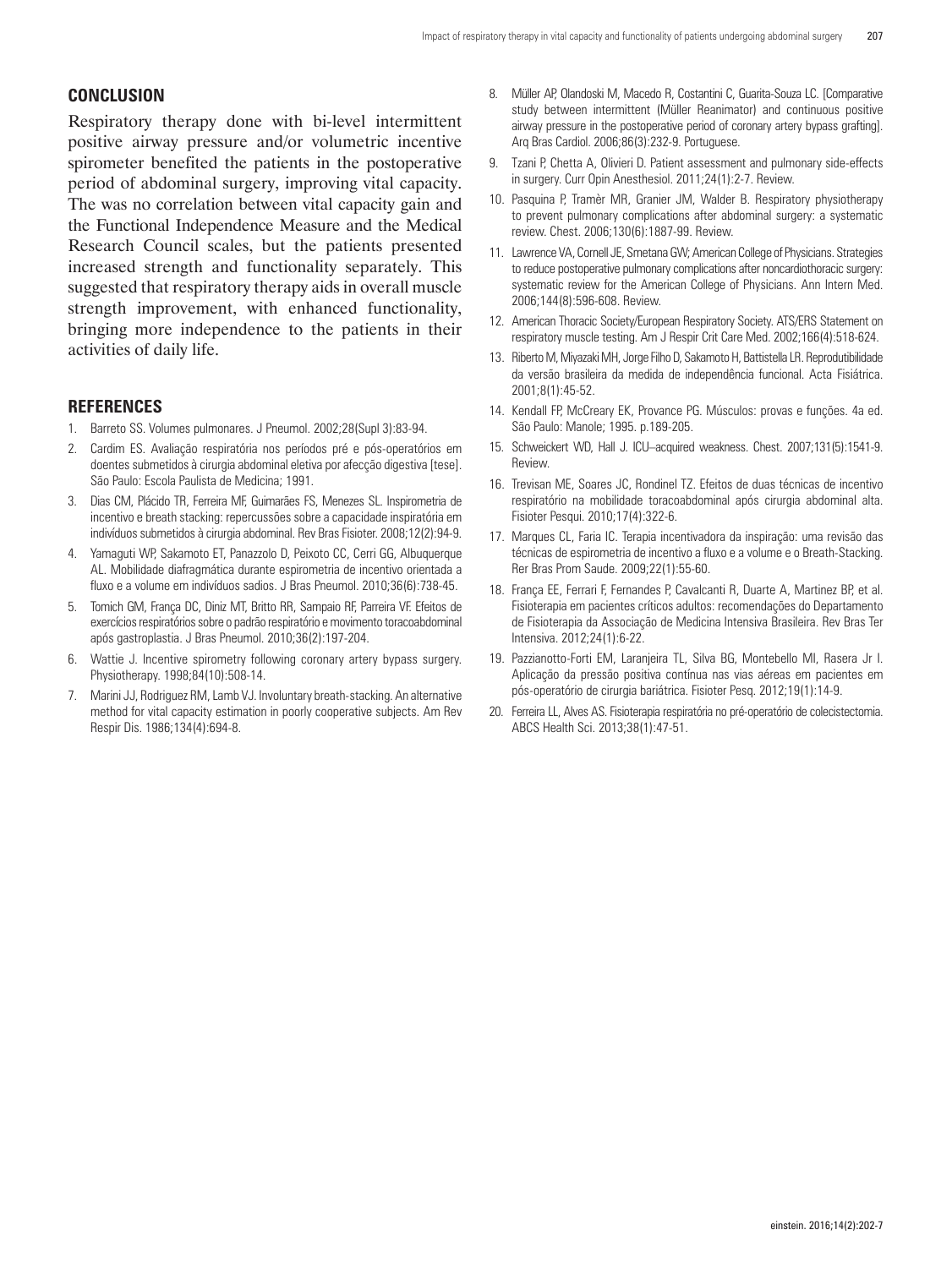## CONCLUSION

Respiratory therapy done with bi-level intermittent positive airway pressure and/or volumetric incentive spirometer benefited the patients in the postoperative period of abdominal surgery, improving vital capacity. The was no correlation between vital capacity gain and the Functional Independence Measure and the Medical Research Council scales, but the patients presented increased strength and functionality separately. This suggested that respiratory therapy aids in overall muscle strength improvement, with enhanced functionality, bringing more independence to the patients in their activities of daily life.

## REFERENCES

1. Barreto SS. Volumes pulmonares. J Pneumol. 2002;28(Supl 3):83-94.
2. Cardim ES. Avaliação respiratória nos períodos pré e pós-operatórios em doentes submetidos à cirurgia abdominal eletiva por afecção digestiva [tese]. São Paulo: Escola Paulista de Medicina; 1991.
3. Dias CM, Plácido TR, Ferreira MF, Guimarães FS, Menezes SL. Inspirometria de incentivo e breath stacking: repercussões sobre a capacidade inspiratória em indivíduos submetidos à cirurgia abdominal. Rev Bras Fisioter. 2008;12(2):94-9.
4. Yamaguti WP, Sakamoto ET, Panazzolo D, Peixoto CC, Cerri GG, Albuquerque AL. Mobilidade diafragmática durante espirometria de incentivo orientada a fluxo e a volume em indivíduos sadios. J Bras Pneumol. 2010;36(6):738-45.
5. Tomich GM, França DC, Diniz MT, Britto RR, Sampaio RF, Parreira VF. Efeitos de exercícios respiratórios sobre o padrão respiratório e movimento toracoabdominal após gastroplastia. J Bras Pneumol. 2010;36(2):197-204.
6. Wattie J. Incentive spirometry following coronary artery bypass surgery. Physiotherapy. 1998;84(10):508-14.
7. Marini JJ, Rodriguez RM, Lamb VJ. Involuntary breath-stacking. An alternative method for vital capacity estimation in poorly cooperative subjects. Am Rev Respir Dis. 1986;134(4):694-8.
8. Müller AP, Olandoski M, Macedo R, Costantini C, Guarita-Souza LC. [Comparative study between intermittent (Müller Reanimator) and continuous positive airway pressure in the postoperative period of coronary artery bypass grafting]. Arq Bras Cardiol. 2006;86(3):232-9. Portuguese.
9. Tzani P, Chetta A, Olivieri D. Patient assessment and pulmonary side-effects in surgery. Curr Opin Anesthesiol. 2011;24(1):2-7. Review.
10. Pasquina P, Tramèr MR, Granier JM, Walder B. Respiratory physiotherapy to prevent pulmonary complications after abdominal surgery: a systematic review. Chest. 2006;130(6):1887-99. Review.
11. Lawrence VA, Cornell JE, Smetana GW; American College of Physicians. Strategies to reduce postoperative pulmonary complications after noncardiothoracic surgery: systematic review for the American College of Physicians. Ann Intern Med. 2006;144(8):596-608. Review.
12. American Thoracic Society/European Respiratory Society. ATS/ERS Statement on respiratory muscle testing. Am J Respir Crit Care Med. 2002;166(4):518-624.
13. Riberto M, Miyazaki MH, Jorge Filho D, Sakamoto H, Battistella LR. Reprodutibilidade da versão brasileira da medida de independência funcional. Acta Fisiátrica. 2001;8(1):45-52.
14. Kendall FP, McCreary EK, Provance PG. Músculos: provas e funções. 4a ed. São Paulo: Manole; 1995. p.189-205.
15. Schweickert WD, Hall J. ICU–acquired weakness. Chest. 2007;131(5):1541-9. Review.
16. Trevisan ME, Soares JC, Rondinel TZ. Efeitos de duas técnicas de incentivo respiratório na mobilidade toracoabdominal após cirurgia abdominal alta. Fisioter Pesqui. 2010;17(4):322-6.
17. Marques CL, Faria IC. Terapia incentivadora da inspiração: uma revisão das técnicas de espirometria de incentivo a fluxo e a volume e o Breath-Stacking. Rer Bras Prom Saude. 2009;22(1):55-60.
18. França EE, Ferrari F, Fernandes P, Cavalcanti R, Duarte A, Martinez BP, et al. Fisioterapia em pacientes críticos adultos: recomendações do Departamento de Fisioterapia da Associação de Medicina Intensiva Brasileira. Rev Bras Ter Intensiva. 2012;24(1):6-22.
19. Pazzianotto-Forti EM, Laranjeira TL, Silva BG, Montebello MI, Rasera Jr I. Aplicação da pressão positiva contínua nas vias aéreas em pacientes em pós-operatório de cirurgia bariátrica. Fisioter Pesq. 2012;19(1):14-9.
20. Ferreira LL, Alves AS. Fisioterapia respiratória no pré-operatório de colecistectomia. ABCS Health Sci. 2013;38(1):47-51.